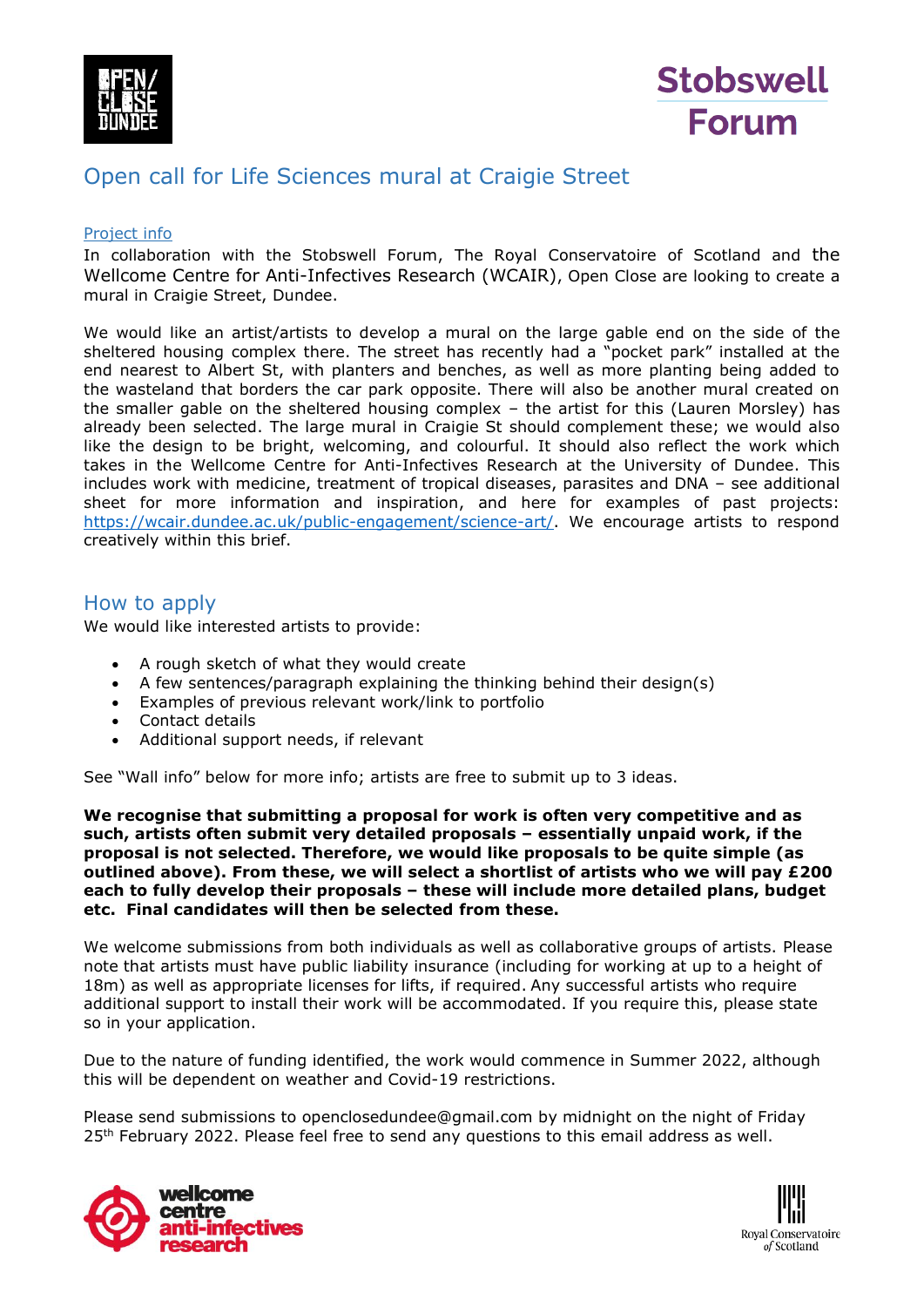Stobswell Forum

# Open call for Life Sciences mural at Craigie Street

## Project info

In collaboration with the Stobswell Forum, The Royal Conservatoire of Scotland and the Wellcome Centre for Anti-Infectives Research (WCAIR), Open Close are looking to create a mural in Craigie Street, Dundee.

We would like an artist/artists to develop a mural on the large gable end on the side of the sheltered housing complex there. The street has recently had a "pocket park" installed at the end nearest to Albert St, with planters and benches, as well as more planting being added to the wasteland that borders the car park opposite. There will also be another mural created on the smaller gable on the sheltered housing complex – the artist for this (Lauren Morsley) has already been selected. The large mural in Craigie St should complement these; we would also like the design to be bright, welcoming, and colourful. It should also reflect the work which takes in the Wellcome Centre for Anti-Infectives Research at the University of Dundee. This includes work with medicine, treatment of tropical diseases, parasites and DNA – see additional sheet for more information and inspiration, and here for examples of past projects: https://wcair.dundee.ac.uk/public-engagement/science-art/. We encourage artists to respond creatively within this brief.

## How to apply

We would like interested artists to provide:

- A rough sketch of what they would create
- A few sentences/paragraph explaining the thinking behind their design(s)
- Examples of previous relevant work/link to portfolio
- Contact details
- Additional support needs, if relevant

See "Wall info" below for more info; artists are free to submit up to 3 ideas.

**We recognise that submitting a proposal for work is often very competitive and as such, artists often submit very detailed proposals – essentially unpaid work, if the proposal is not selected. Therefore, we would like proposals to be quite simple (as outlined above). From these, we will select a shortlist of artists who we will pay £200 each to fully develop their proposals – these will include more detailed plans, budget etc. Final candidates will then be selected from these.**

We welcome submissions from both individuals as well as collaborative groups of artists. Please note that artists must have public liability insurance (including for working at up to a height of 18m) as well as appropriate licenses for lifts, if required. Any successful artists who require additional support to install their work will be accommodated. If you require this, please state so in your application.

Due to the nature of funding identified, the work would commence in Summer 2022, although this will be dependent on weather and Covid-19 restrictions.

Please send submissions to openclosedundee@gmail.com by midnight on the night of Friday 25th February 2022. Please feel free to send any questions to this email address as well.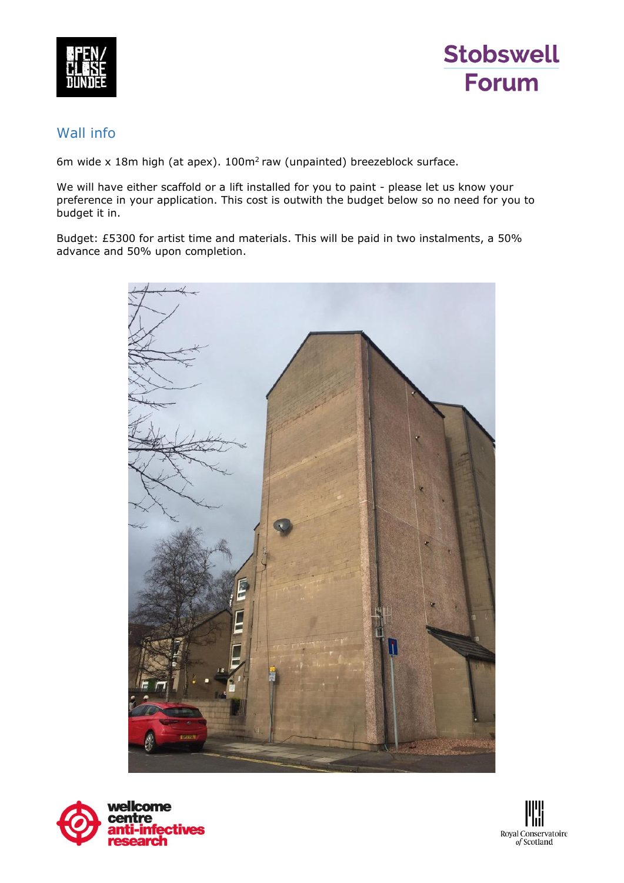## Wall info

6m wide x 18m high (at apex). $100m^2$ raw (unpainted) breezeblock surface.

We will have either scaffold or a lift installed for you to paint - please let us know your preference in your application. This cost is outwith the budget below so no need for you to budget it in.

Budget: £5300 for artist time and materials. This will be paid in two instalments, a 50% advance and 50% upon completion.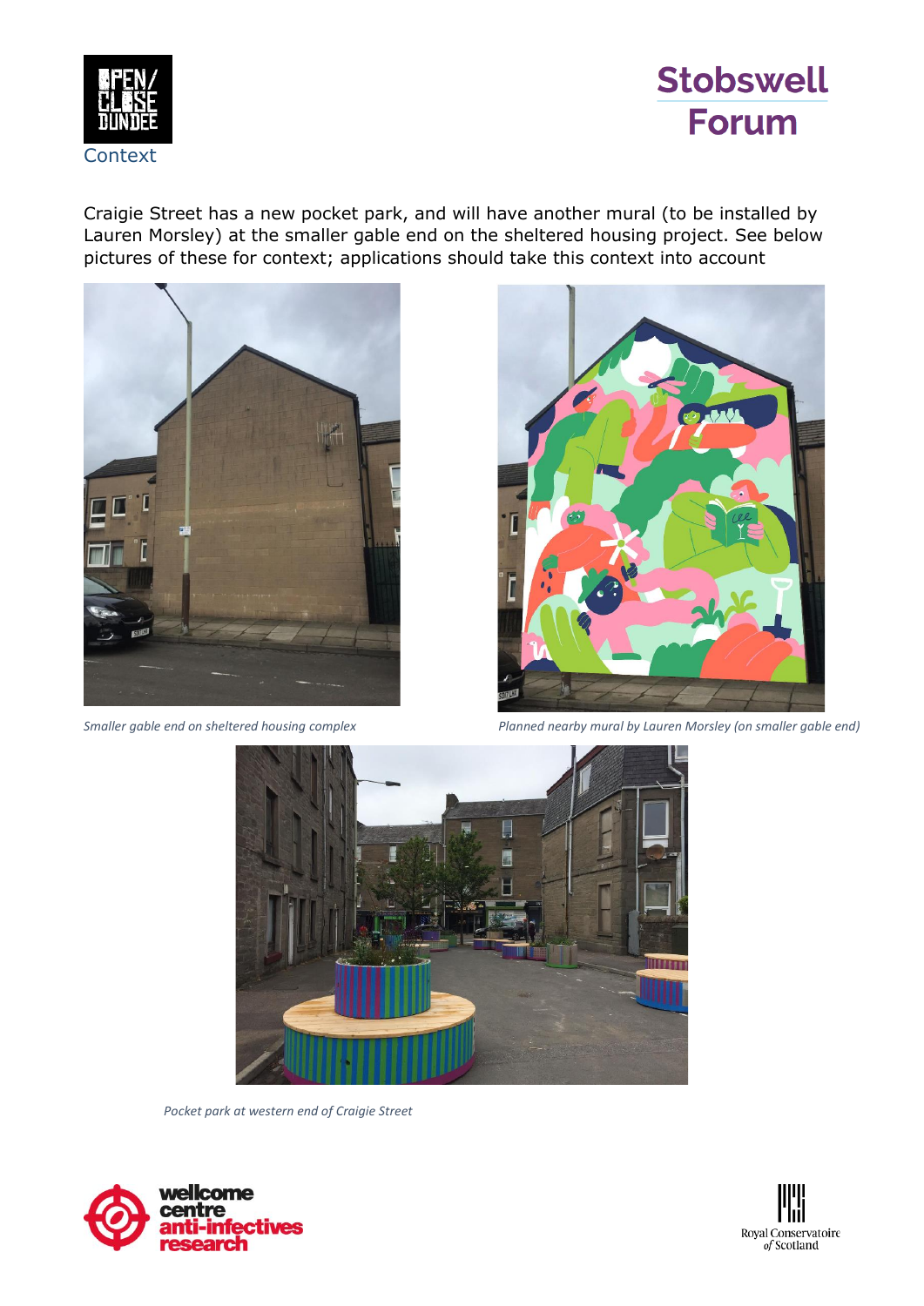## Context

Craigie Street has a new pocket park, and will have another mural (to be installed by Lauren Morsley) at the smaller gable end on the sheltered housing project. See below pictures of these for context; applications should take this context into account

*Smaller gable end on sheltered housing complex*

*Planned nearby mural by Lauren Morsley (on smaller gable end)*

*Pocket park at western end of Craigie Street*